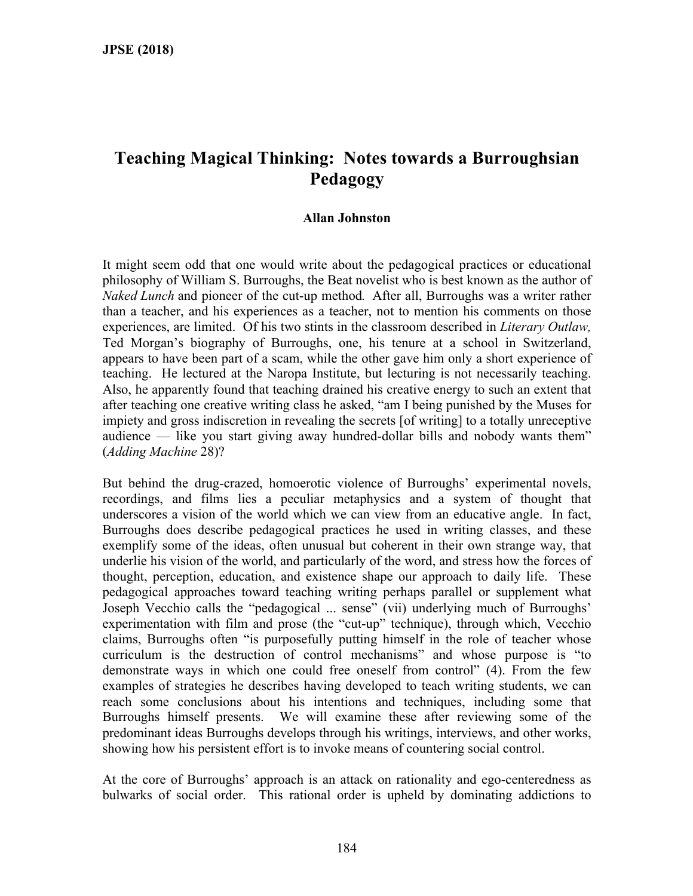# Teaching Magical Thinking: Notes towards a Burroughsian Pedagogy

**Allan Johnston**

It might seem odd that one would write about the pedagogical practices or educational philosophy of William S. Burroughs, the Beat novelist who is best known as the author of *Naked Lunch* and pioneer of the cut-up method. After all, Burroughs was a writer rather than a teacher, and his experiences as a teacher, not to mention his comments on those experiences, are limited. Of his two stints in the classroom described in *Literary Outlaw,* Ted Morgan's biography of Burroughs, one, his tenure at a school in Switzerland, appears to have been part of a scam, while the other gave him only a short experience of teaching. He lectured at the Naropa Institute, but lecturing is not necessarily teaching. Also, he apparently found that teaching drained his creative energy to such an extent that after teaching one creative writing class he asked, "am I being punished by the Muses for impiety and gross indiscretion in revealing the secrets [of writing] to a totally unreceptive audience — like you start giving away hundred-dollar bills and nobody wants them" (*Adding Machine* 28)?

But behind the drug-crazed, homoerotic violence of Burroughs' experimental novels, recordings, and films lies a peculiar metaphysics and a system of thought that underscores a vision of the world which we can view from an educative angle. In fact, Burroughs does describe pedagogical practices he used in writing classes, and these exemplify some of the ideas, often unusual but coherent in their own strange way, that underlie his vision of the world, and particularly of the word, and stress how the forces of thought, perception, education, and existence shape our approach to daily life. These pedagogical approaches toward teaching writing perhaps parallel or supplement what Joseph Vecchio calls the "pedagogical ... sense" (vii) underlying much of Burroughs' experimentation with film and prose (the "cut-up" technique), through which, Vecchio claims, Burroughs often "is purposefully putting himself in the role of teacher whose curriculum is the destruction of control mechanisms" and whose purpose is "to demonstrate ways in which one could free oneself from control" (4). From the few examples of strategies he describes having developed to teach writing students, we can reach some conclusions about his intentions and techniques, including some that Burroughs himself presents. We will examine these after reviewing some of the predominant ideas Burroughs develops through his writings, interviews, and other works, showing how his persistent effort is to invoke means of countering social control.

At the core of Burroughs' approach is an attack on rationality and ego-centeredness as bulwarks of social order. This rational order is upheld by dominating addictions to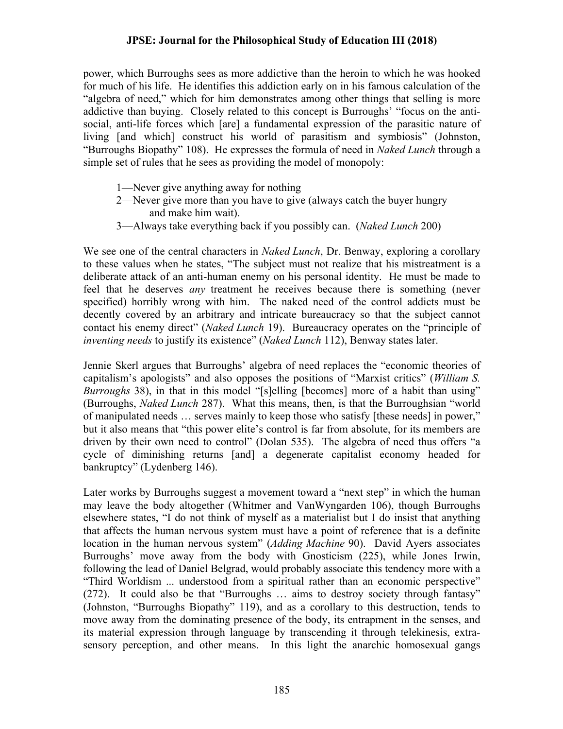power, which Burroughs sees as more addictive than the heroin to which he was hooked for much of his life. He identifies this addiction early on in his famous calculation of the "algebra of need," which for him demonstrates among other things that selling is more addictive than buying. Closely related to this concept is Burroughs' "focus on the anti-social, anti-life forces which [are] a fundamental expression of the parasitic nature of living [and which] construct his world of parasitism and symbiosis" (Johnston, "Burroughs Biopathy" 108). He expresses the formula of need in *Naked Lunch* through a simple set of rules that he sees as providing the model of monopoly:

> 1—Never give anything away for nothing
> 2—Never give more than you have to give (always catch the buyer hungry and make him wait).
> 3—Always take everything back if you possibly can. (*Naked Lunch* 200)

We see one of the central characters in *Naked Lunch*, Dr. Benway, exploring a corollary to these values when he states, "The subject must not realize that his mistreatment is a deliberate attack of an anti-human enemy on his personal identity. He must be made to feel that he deserves *any* treatment he receives because there is something (never specified) horribly wrong with him. The naked need of the control addicts must be decently covered by an arbitrary and intricate bureaucracy so that the subject cannot contact his enemy direct" (*Naked Lunch* 19). Bureaucracy operates on the "principle of *inventing needs* to justify its existence" (*Naked Lunch* 112), Benway states later.

Jennie Skerl argues that Burroughs' algebra of need replaces the "economic theories of capitalism's apologists" and also opposes the positions of "Marxist critics" (*William S. Burroughs* 38), in that in this model "[s]elling [becomes] more of a habit than using" (Burroughs, *Naked Lunch* 287). What this means, then, is that the Burroughsian "world of manipulated needs … serves mainly to keep those who satisfy [these needs] in power," but it also means that "this power elite's control is far from absolute, for its members are driven by their own need to control" (Dolan 535). The algebra of need thus offers "a cycle of diminishing returns [and] a degenerate capitalist economy headed for bankruptcy" (Lydenberg 146).

Later works by Burroughs suggest a movement toward a "next step" in which the human may leave the body altogether (Whitmer and VanWyngarden 106), though Burroughs elsewhere states, "I do not think of myself as a materialist but I do insist that anything that affects the human nervous system must have a point of reference that is a definite location in the human nervous system" (*Adding Machine* 90). David Ayers associates Burroughs' move away from the body with Gnosticism (225), while Jones Irwin, following the lead of Daniel Belgrad, would probably associate this tendency more with a "Third Worldism ... understood from a spiritual rather than an economic perspective" (272). It could also be that "Burroughs … aims to destroy society through fantasy" (Johnston, "Burroughs Biopathy" 119), and as a corollary to this destruction, tends to move away from the dominating presence of the body, its entrapment in the senses, and its material expression through language by transcending it through telekinesis, extra-sensory perception, and other means. In this light the anarchic homosexual gangs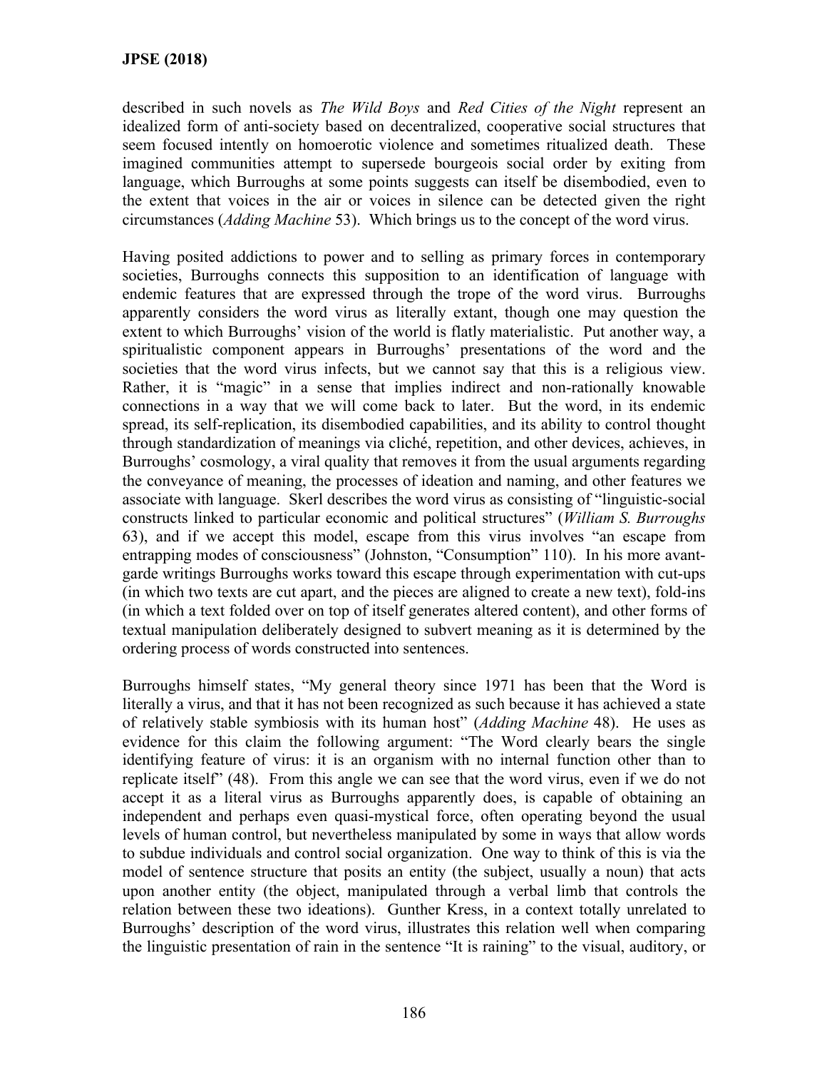described in such novels as *The Wild Boys* and *Red Cities of the Night* represent an idealized form of anti-society based on decentralized, cooperative social structures that seem focused intently on homoerotic violence and sometimes ritualized death. These imagined communities attempt to supersede bourgeois social order by exiting from language, which Burroughs at some points suggests can itself be disembodied, even to the extent that voices in the air or voices in silence can be detected given the right circumstances (*Adding Machine* 53). Which brings us to the concept of the word virus.

Having posited addictions to power and to selling as primary forces in contemporary societies, Burroughs connects this supposition to an identification of language with endemic features that are expressed through the trope of the word virus. Burroughs apparently considers the word virus as literally extant, though one may question the extent to which Burroughs' vision of the world is flatly materialistic. Put another way, a spiritualistic component appears in Burroughs' presentations of the word and the societies that the word virus infects, but we cannot say that this is a religious view. Rather, it is "magic" in a sense that implies indirect and non-rationally knowable connections in a way that we will come back to later. But the word, in its endemic spread, its self-replication, its disembodied capabilities, and its ability to control thought through standardization of meanings via cliché, repetition, and other devices, achieves, in Burroughs' cosmology, a viral quality that removes it from the usual arguments regarding the conveyance of meaning, the processes of ideation and naming, and other features we associate with language. Skerl describes the word virus as consisting of "linguistic-social constructs linked to particular economic and political structures" (*William S. Burroughs* 63), and if we accept this model, escape from this virus involves "an escape from entrapping modes of consciousness" (Johnston, "Consumption" 110). In his more avant-garde writings Burroughs works toward this escape through experimentation with cut-ups (in which two texts are cut apart, and the pieces are aligned to create a new text), fold-ins (in which a text folded over on top of itself generates altered content), and other forms of textual manipulation deliberately designed to subvert meaning as it is determined by the ordering process of words constructed into sentences.

Burroughs himself states, "My general theory since 1971 has been that the Word is literally a virus, and that it has not been recognized as such because it has achieved a state of relatively stable symbiosis with its human host" (*Adding Machine* 48). He uses as evidence for this claim the following argument: "The Word clearly bears the single identifying feature of virus: it is an organism with no internal function other than to replicate itself" (48). From this angle we can see that the word virus, even if we do not accept it as a literal virus as Burroughs apparently does, is capable of obtaining an independent and perhaps even quasi-mystical force, often operating beyond the usual levels of human control, but nevertheless manipulated by some in ways that allow words to subdue individuals and control social organization. One way to think of this is via the model of sentence structure that posits an entity (the subject, usually a noun) that acts upon another entity (the object, manipulated through a verbal limb that controls the relation between these two ideations). Gunther Kress, in a context totally unrelated to Burroughs' description of the word virus, illustrates this relation well when comparing the linguistic presentation of rain in the sentence "It is raining" to the visual, auditory, or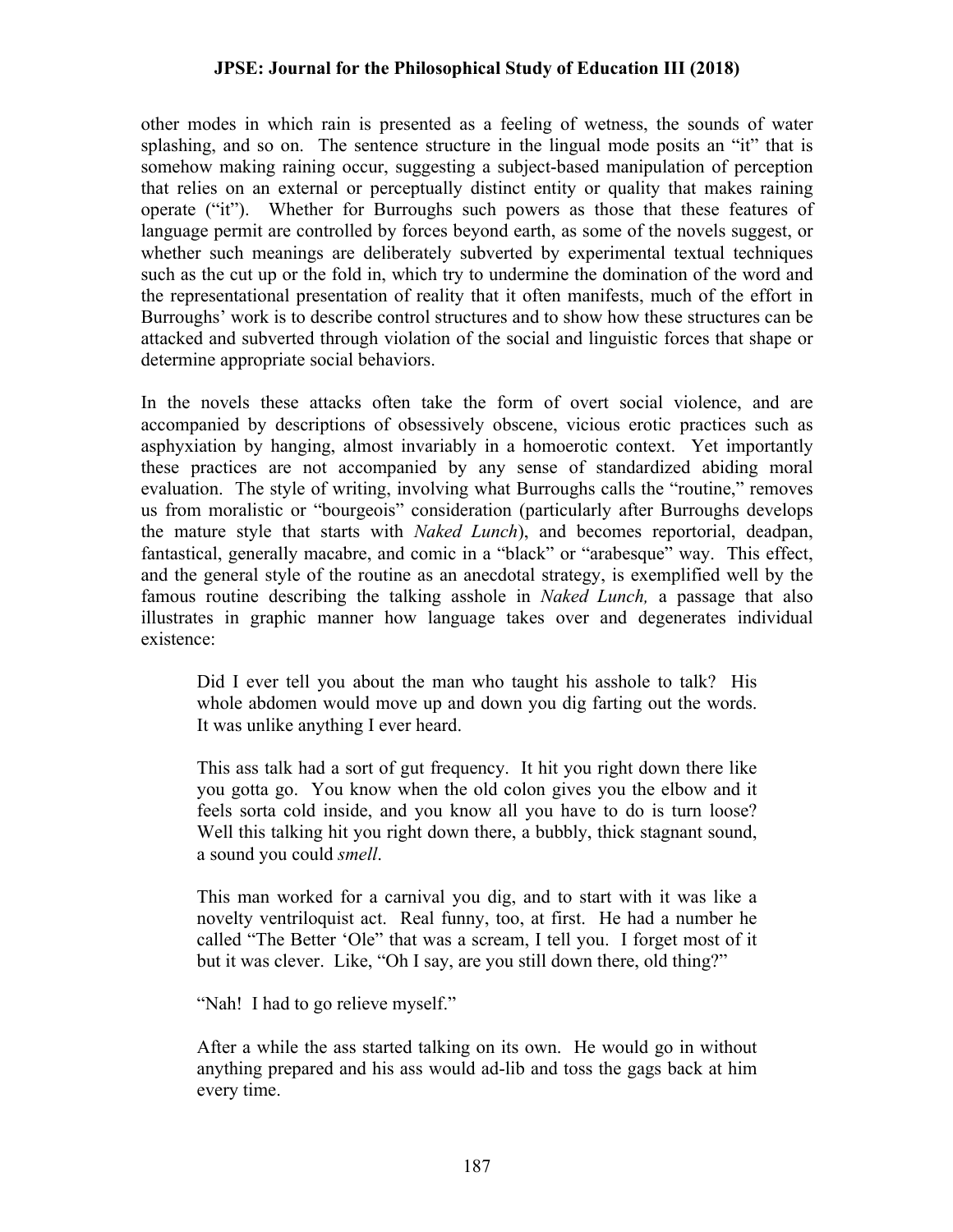other modes in which rain is presented as a feeling of wetness, the sounds of water splashing, and so on. The sentence structure in the lingual mode posits an "it" that is somehow making raining occur, suggesting a subject-based manipulation of perception that relies on an external or perceptually distinct entity or quality that makes raining operate ("it"). Whether for Burroughs such powers as those that these features of language permit are controlled by forces beyond earth, as some of the novels suggest, or whether such meanings are deliberately subverted by experimental textual techniques such as the cut up or the fold in, which try to undermine the domination of the word and the representational presentation of reality that it often manifests, much of the effort in Burroughs' work is to describe control structures and to show how these structures can be attacked and subverted through violation of the social and linguistic forces that shape or determine appropriate social behaviors.

In the novels these attacks often take the form of overt social violence, and are accompanied by descriptions of obsessively obscene, vicious erotic practices such as asphyxiation by hanging, almost invariably in a homoerotic context. Yet importantly these practices are not accompanied by any sense of standardized abiding moral evaluation. The style of writing, involving what Burroughs calls the "routine," removes us from moralistic or "bourgeois" consideration (particularly after Burroughs develops the mature style that starts with *Naked Lunch*), and becomes reportorial, deadpan, fantastical, generally macabre, and comic in a "black" or "arabesque" way. This effect, and the general style of the routine as an anecdotal strategy, is exemplified well by the famous routine describing the talking asshole in *Naked Lunch,* a passage that also illustrates in graphic manner how language takes over and degenerates individual existence:

> Did I ever tell you about the man who taught his asshole to talk? His whole abdomen would move up and down you dig farting out the words. It was unlike anything I ever heard.
>
> This ass talk had a sort of gut frequency. It hit you right down there like you gotta go. You know when the old colon gives you the elbow and it feels sorta cold inside, and you know all you have to do is turn loose? Well this talking hit you right down there, a bubbly, thick stagnant sound, a sound you could *smell*.
>
> This man worked for a carnival you dig, and to start with it was like a novelty ventriloquist act. Real funny, too, at first. He had a number he called "The Better 'Ole" that was a scream, I tell you. I forget most of it but it was clever. Like, "Oh I say, are you still down there, old thing?"
>
> "Nah! I had to go relieve myself."
>
> After a while the ass started talking on its own. He would go in without anything prepared and his ass would ad-lib and toss the gags back at him every time.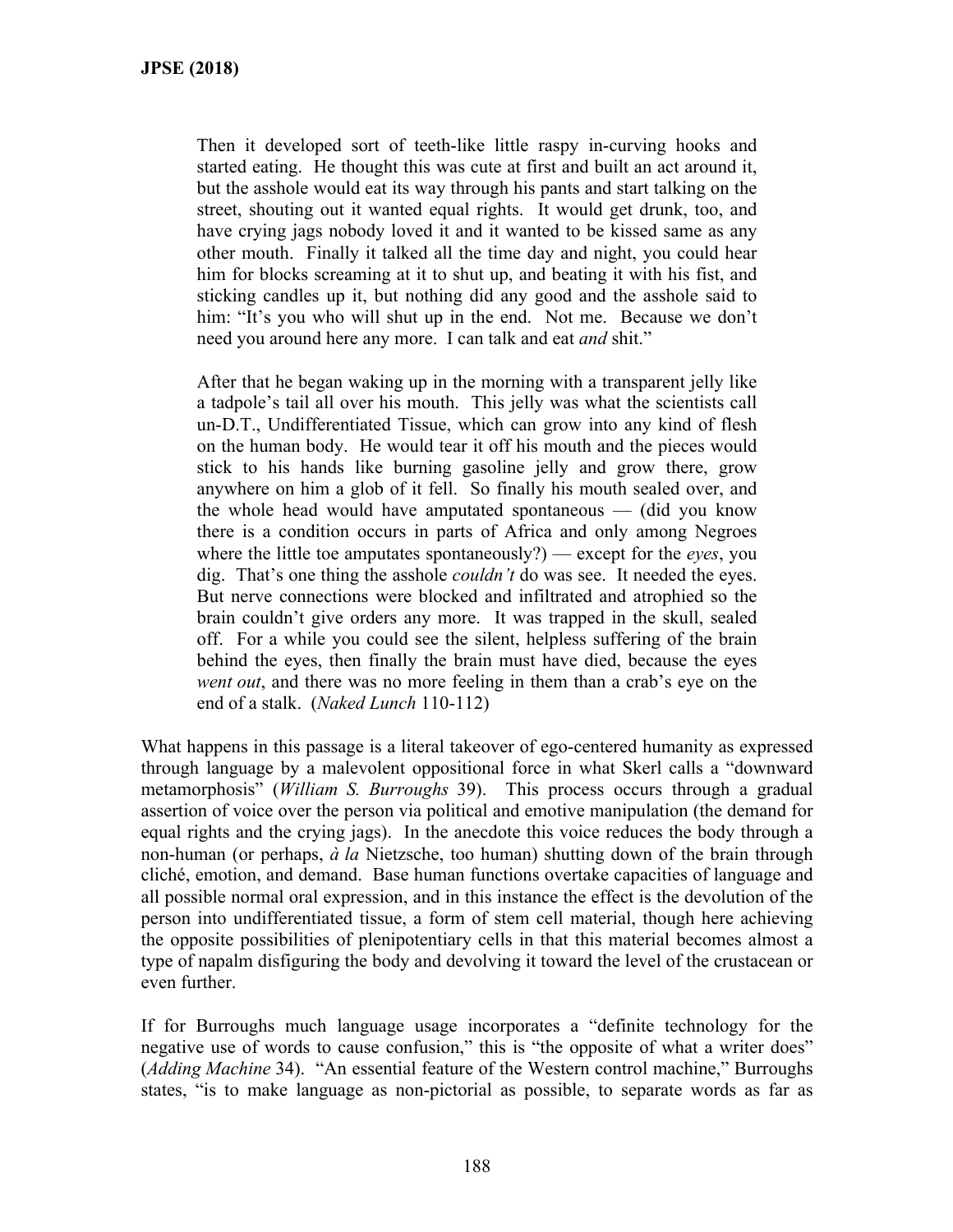> Then it developed sort of teeth-like little raspy in-curving hooks and started eating. He thought this was cute at first and built an act around it, but the asshole would eat its way through his pants and start talking on the street, shouting out it wanted equal rights. It would get drunk, too, and have crying jags nobody loved it and it wanted to be kissed same as any other mouth. Finally it talked all the time day and night, you could hear him for blocks screaming at it to shut up, and beating it with his fist, and sticking candles up it, but nothing did any good and the asshole said to him: "It's you who will shut up in the end. Not me. Because we don't need you around here any more. I can talk and eat *and* shit."
>
> After that he began waking up in the morning with a transparent jelly like a tadpole's tail all over his mouth. This jelly was what the scientists call un-D.T., Undifferentiated Tissue, which can grow into any kind of flesh on the human body. He would tear it off his mouth and the pieces would stick to his hands like burning gasoline jelly and grow there, grow anywhere on him a glob of it fell. So finally his mouth sealed over, and the whole head would have amputated spontaneous — (did you know there is a condition occurs in parts of Africa and only among Negroes where the little toe amputates spontaneously?) — except for the *eyes*, you dig. That's one thing the asshole *couldn't* do was see. It needed the eyes. But nerve connections were blocked and infiltrated and atrophied so the brain couldn't give orders any more. It was trapped in the skull, sealed off. For a while you could see the silent, helpless suffering of the brain behind the eyes, then finally the brain must have died, because the eyes *went out*, and there was no more feeling in them than a crab's eye on the end of a stalk. (*Naked Lunch* 110-112)

What happens in this passage is a literal takeover of ego-centered humanity as expressed through language by a malevolent oppositional force in what Skerl calls a "downward metamorphosis" (*William S. Burroughs* 39). This process occurs through a gradual assertion of voice over the person via political and emotive manipulation (the demand for equal rights and the crying jags). In the anecdote this voice reduces the body through a non-human (or perhaps, *à la* Nietzsche, too human) shutting down of the brain through cliché, emotion, and demand. Base human functions overtake capacities of language and all possible normal oral expression, and in this instance the effect is the devolution of the person into undifferentiated tissue, a form of stem cell material, though here achieving the opposite possibilities of plenipotentiary cells in that this material becomes almost a type of napalm disfiguring the body and devolving it toward the level of the crustacean or even further.

If for Burroughs much language usage incorporates a "definite technology for the negative use of words to cause confusion," this is "the opposite of what a writer does" (*Adding Machine* 34). "An essential feature of the Western control machine," Burroughs states, "is to make language as non-pictorial as possible, to separate words as far as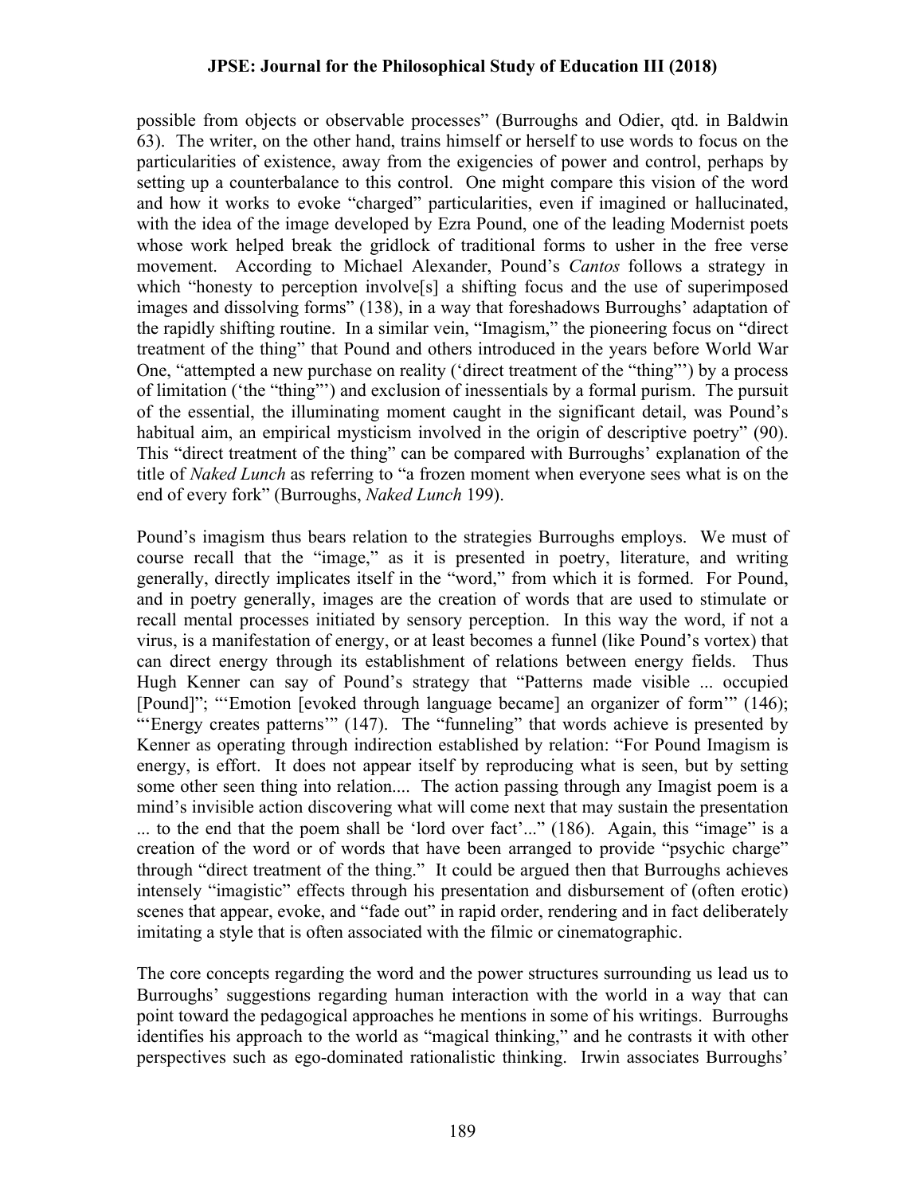possible from objects or observable processes" (Burroughs and Odier, qtd. in Baldwin 63). The writer, on the other hand, trains himself or herself to use words to focus on the particularities of existence, away from the exigencies of power and control, perhaps by setting up a counterbalance to this control. One might compare this vision of the word and how it works to evoke "charged" particularities, even if imagined or hallucinated, with the idea of the image developed by Ezra Pound, one of the leading Modernist poets whose work helped break the gridlock of traditional forms to usher in the free verse movement. According to Michael Alexander, Pound's *Cantos* follows a strategy in which "honesty to perception involve[s] a shifting focus and the use of superimposed images and dissolving forms" (138), in a way that foreshadows Burroughs' adaptation of the rapidly shifting routine. In a similar vein, "Imagism," the pioneering focus on "direct treatment of the thing" that Pound and others introduced in the years before World War One, "attempted a new purchase on reality ('direct treatment of the "thing"') by a process of limitation ('the "thing"') and exclusion of inessentials by a formal purism. The pursuit of the essential, the illuminating moment caught in the significant detail, was Pound's habitual aim, an empirical mysticism involved in the origin of descriptive poetry" (90). This "direct treatment of the thing" can be compared with Burroughs' explanation of the title of *Naked Lunch* as referring to "a frozen moment when everyone sees what is on the end of every fork" (Burroughs, *Naked Lunch* 199).

Pound's imagism thus bears relation to the strategies Burroughs employs. We must of course recall that the "image," as it is presented in poetry, literature, and writing generally, directly implicates itself in the "word," from which it is formed. For Pound, and in poetry generally, images are the creation of words that are used to stimulate or recall mental processes initiated by sensory perception. In this way the word, if not a virus, is a manifestation of energy, or at least becomes a funnel (like Pound's vortex) that can direct energy through its establishment of relations between energy fields. Thus Hugh Kenner can say of Pound's strategy that "Patterns made visible ... occupied [Pound]"; "'Emotion [evoked through language became] an organizer of form'" (146); "'Energy creates patterns'" (147). The "funneling" that words achieve is presented by Kenner as operating through indirection established by relation: "For Pound Imagism is energy, is effort. It does not appear itself by reproducing what is seen, but by setting some other seen thing into relation.... The action passing through any Imagist poem is a mind's invisible action discovering what will come next that may sustain the presentation ... to the end that the poem shall be 'lord over fact'..." (186). Again, this "image" is a creation of the word or of words that have been arranged to provide "psychic charge" through "direct treatment of the thing." It could be argued then that Burroughs achieves intensely "imagistic" effects through his presentation and disbursement of (often erotic) scenes that appear, evoke, and "fade out" in rapid order, rendering and in fact deliberately imitating a style that is often associated with the filmic or cinematographic.

The core concepts regarding the word and the power structures surrounding us lead us to Burroughs' suggestions regarding human interaction with the world in a way that can point toward the pedagogical approaches he mentions in some of his writings. Burroughs identifies his approach to the world as "magical thinking," and he contrasts it with other perspectives such as ego-dominated rationalistic thinking. Irwin associates Burroughs'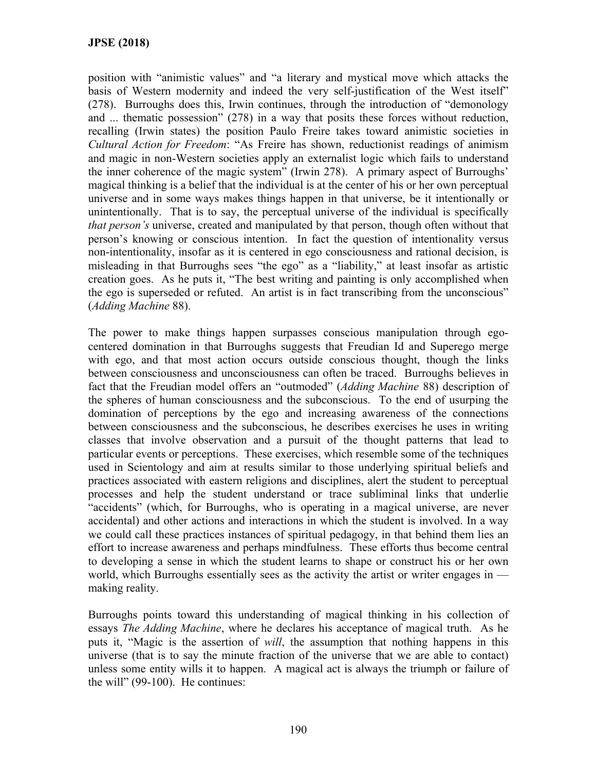position with "animistic values" and "a literary and mystical move which attacks the basis of Western modernity and indeed the very self-justification of the West itself" (278). Burroughs does this, Irwin continues, through the introduction of "demonology and ... thematic possession" (278) in a way that posits these forces without reduction, recalling (Irwin states) the position Paulo Freire takes toward animistic societies in *Cultural Action for Freedom*: "As Freire has shown, reductionist readings of animism and magic in non-Western societies apply an externalist logic which fails to understand the inner coherence of the magic system" (Irwin 278). A primary aspect of Burroughs' magical thinking is a belief that the individual is at the center of his or her own perceptual universe and in some ways makes things happen in that universe, be it intentionally or unintentionally. That is to say, the perceptual universe of the individual is specifically *that person's* universe, created and manipulated by that person, though often without that person's knowing or conscious intention. In fact the question of intentionality versus non-intentionality, insofar as it is centered in ego consciousness and rational decision, is misleading in that Burroughs sees "the ego" as a "liability," at least insofar as artistic creation goes. As he puts it, "The best writing and painting is only accomplished when the ego is superseded or refuted. An artist is in fact transcribing from the unconscious" (*Adding Machine* 88).

The power to make things happen surpasses conscious manipulation through ego-centered domination in that Burroughs suggests that Freudian Id and Superego merge with ego, and that most action occurs outside conscious thought, though the links between consciousness and unconsciousness can often be traced. Burroughs believes in fact that the Freudian model offers an "outmoded" (*Adding Machine* 88) description of the spheres of human consciousness and the subconscious. To the end of usurping the domination of perceptions by the ego and increasing awareness of the connections between consciousness and the subconscious, he describes exercises he uses in writing classes that involve observation and a pursuit of the thought patterns that lead to particular events or perceptions. These exercises, which resemble some of the techniques used in Scientology and aim at results similar to those underlying spiritual beliefs and practices associated with eastern religions and disciplines, alert the student to perceptual processes and help the student understand or trace subliminal links that underlie "accidents" (which, for Burroughs, who is operating in a magical universe, are never accidental) and other actions and interactions in which the student is involved. In a way we could call these practices instances of spiritual pedagogy, in that behind them lies an effort to increase awareness and perhaps mindfulness. These efforts thus become central to developing a sense in which the student learns to shape or construct his or her own world, which Burroughs essentially sees as the activity the artist or writer engages in — making reality.

Burroughs points toward this understanding of magical thinking in his collection of essays *The Adding Machine*, where he declares his acceptance of magical truth. As he puts it, "Magic is the assertion of *will*, the assumption that nothing happens in this universe (that is to say the minute fraction of the universe that we are able to contact) unless some entity wills it to happen. A magical act is always the triumph or failure of the will" (99-100). He continues: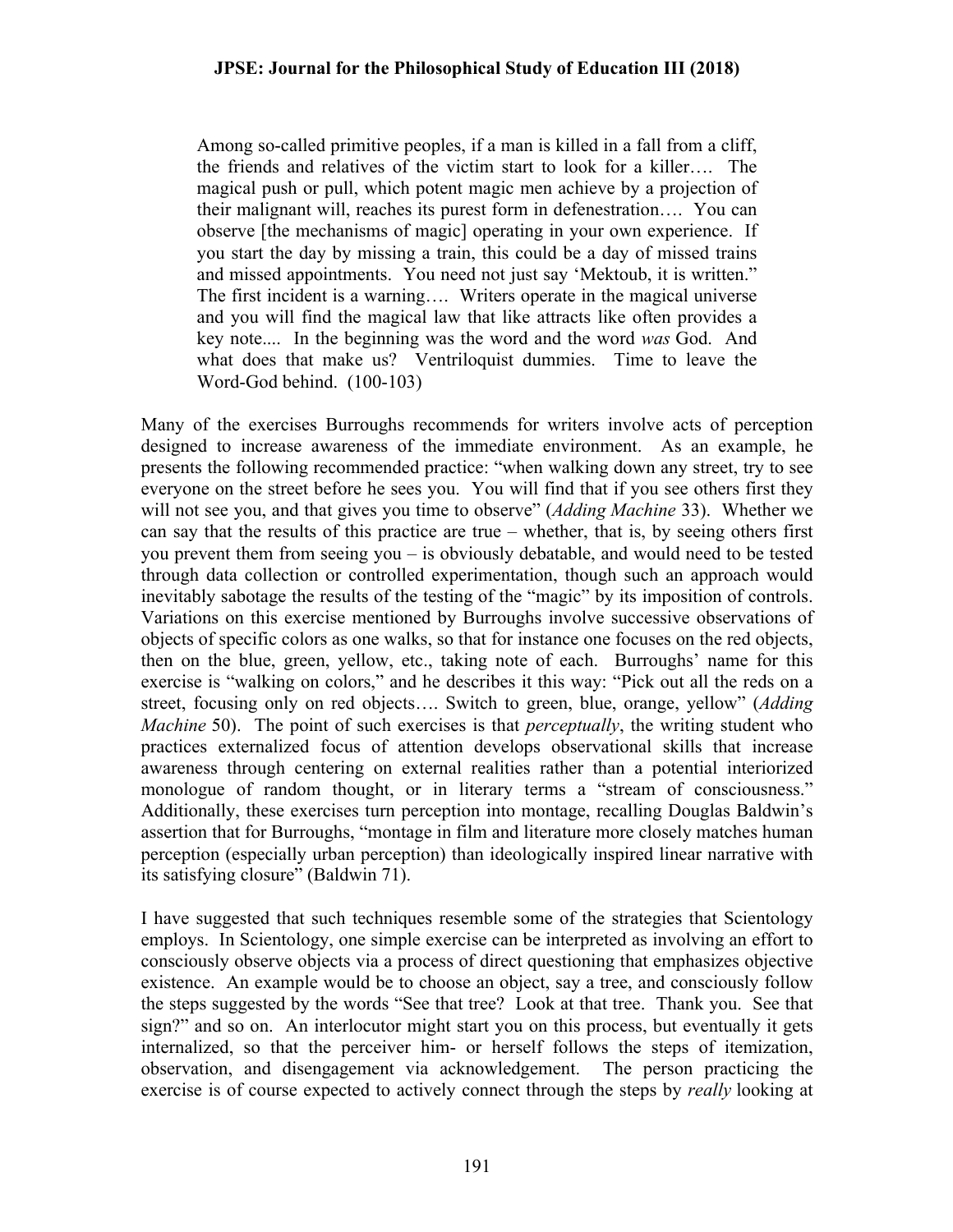> Among so-called primitive peoples, if a man is killed in a fall from a cliff, the friends and relatives of the victim start to look for a killer…. The magical push or pull, which potent magic men achieve by a projection of their malignant will, reaches its purest form in defenestration…. You can observe [the mechanisms of magic] operating in your own experience. If you start the day by missing a train, this could be a day of missed trains and missed appointments. You need not just say 'Mektoub, it is written." The first incident is a warning…. Writers operate in the magical universe and you will find the magical law that like attracts like often provides a key note.... In the beginning was the word and the word *was* God. And what does that make us? Ventriloquist dummies. Time to leave the Word-God behind. (100-103)

Many of the exercises Burroughs recommends for writers involve acts of perception designed to increase awareness of the immediate environment. As an example, he presents the following recommended practice: "when walking down any street, try to see everyone on the street before he sees you. You will find that if you see others first they will not see you, and that gives you time to observe" (*Adding Machine* 33). Whether we can say that the results of this practice are true – whether, that is, by seeing others first you prevent them from seeing you – is obviously debatable, and would need to be tested through data collection or controlled experimentation, though such an approach would inevitably sabotage the results of the testing of the "magic" by its imposition of controls. Variations on this exercise mentioned by Burroughs involve successive observations of objects of specific colors as one walks, so that for instance one focuses on the red objects, then on the blue, green, yellow, etc., taking note of each. Burroughs' name for this exercise is "walking on colors," and he describes it this way: "Pick out all the reds on a street, focusing only on red objects…. Switch to green, blue, orange, yellow" (*Adding Machine* 50). The point of such exercises is that *perceptually*, the writing student who practices externalized focus of attention develops observational skills that increase awareness through centering on external realities rather than a potential interiorized monologue of random thought, or in literary terms a "stream of consciousness." Additionally, these exercises turn perception into montage, recalling Douglas Baldwin's assertion that for Burroughs, "montage in film and literature more closely matches human perception (especially urban perception) than ideologically inspired linear narrative with its satisfying closure" (Baldwin 71).

I have suggested that such techniques resemble some of the strategies that Scientology employs. In Scientology, one simple exercise can be interpreted as involving an effort to consciously observe objects via a process of direct questioning that emphasizes objective existence. An example would be to choose an object, say a tree, and consciously follow the steps suggested by the words "See that tree? Look at that tree. Thank you. See that sign?" and so on. An interlocutor might start you on this process, but eventually it gets internalized, so that the perceiver him- or herself follows the steps of itemization, observation, and disengagement via acknowledgement. The person practicing the exercise is of course expected to actively connect through the steps by *really* looking at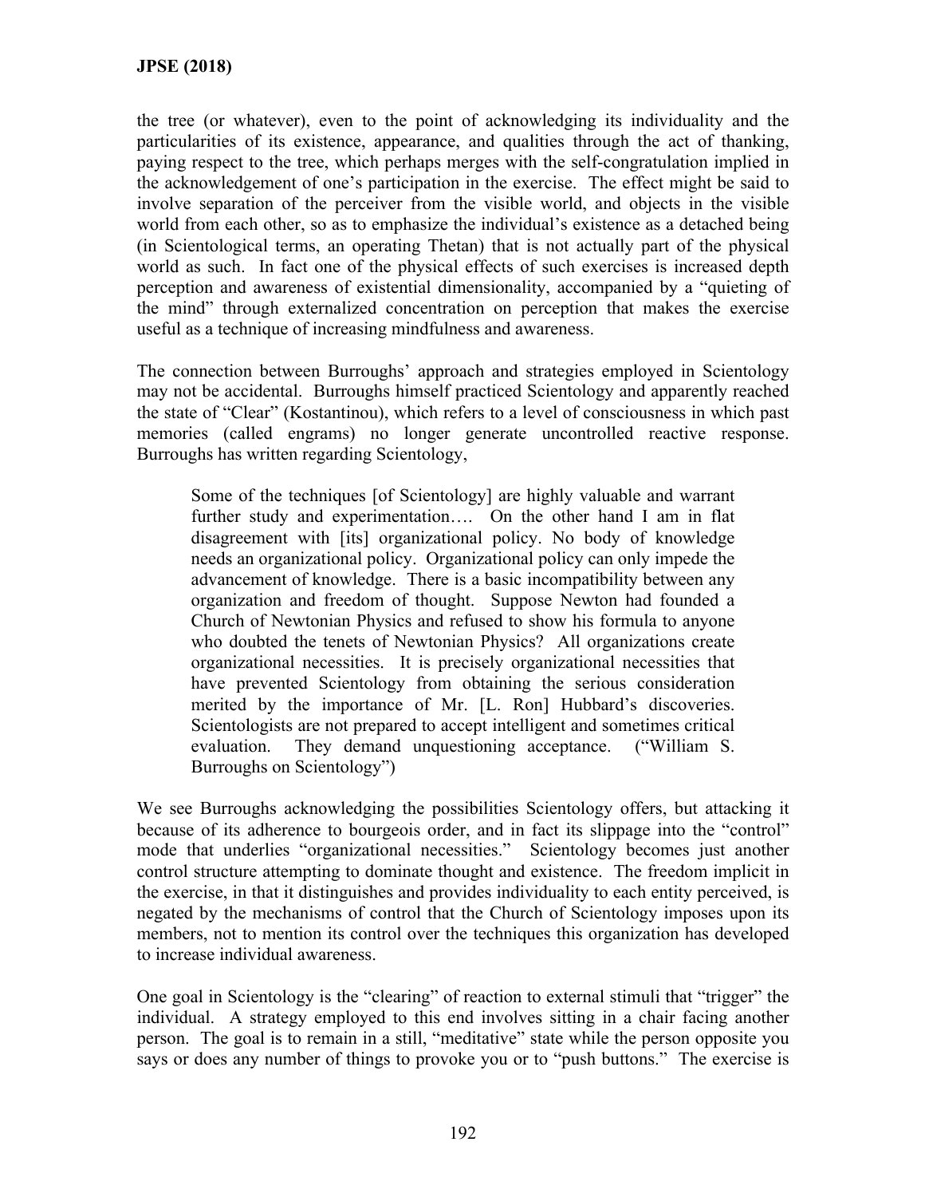the tree (or whatever), even to the point of acknowledging its individuality and the particularities of its existence, appearance, and qualities through the act of thanking, paying respect to the tree, which perhaps merges with the self-congratulation implied in the acknowledgement of one's participation in the exercise. The effect might be said to involve separation of the perceiver from the visible world, and objects in the visible world from each other, so as to emphasize the individual's existence as a detached being (in Scientological terms, an operating Thetan) that is not actually part of the physical world as such. In fact one of the physical effects of such exercises is increased depth perception and awareness of existential dimensionality, accompanied by a "quieting of the mind" through externalized concentration on perception that makes the exercise useful as a technique of increasing mindfulness and awareness.

The connection between Burroughs' approach and strategies employed in Scientology may not be accidental. Burroughs himself practiced Scientology and apparently reached the state of "Clear" (Kostantinou), which refers to a level of consciousness in which past memories (called engrams) no longer generate uncontrolled reactive response. Burroughs has written regarding Scientology,

> Some of the techniques [of Scientology] are highly valuable and warrant further study and experimentation…. On the other hand I am in flat disagreement with [its] organizational policy. No body of knowledge needs an organizational policy. Organizational policy can only impede the advancement of knowledge. There is a basic incompatibility between any organization and freedom of thought. Suppose Newton had founded a Church of Newtonian Physics and refused to show his formula to anyone who doubted the tenets of Newtonian Physics? All organizations create organizational necessities. It is precisely organizational necessities that have prevented Scientology from obtaining the serious consideration merited by the importance of Mr. [L. Ron] Hubbard's discoveries. Scientologists are not prepared to accept intelligent and sometimes critical evaluation. They demand unquestioning acceptance. ("William S. Burroughs on Scientology")

We see Burroughs acknowledging the possibilities Scientology offers, but attacking it because of its adherence to bourgeois order, and in fact its slippage into the "control" mode that underlies "organizational necessities." Scientology becomes just another control structure attempting to dominate thought and existence. The freedom implicit in the exercise, in that it distinguishes and provides individuality to each entity perceived, is negated by the mechanisms of control that the Church of Scientology imposes upon its members, not to mention its control over the techniques this organization has developed to increase individual awareness.

One goal in Scientology is the "clearing" of reaction to external stimuli that "trigger" the individual. A strategy employed to this end involves sitting in a chair facing another person. The goal is to remain in a still, "meditative" state while the person opposite you says or does any number of things to provoke you or to "push buttons." The exercise is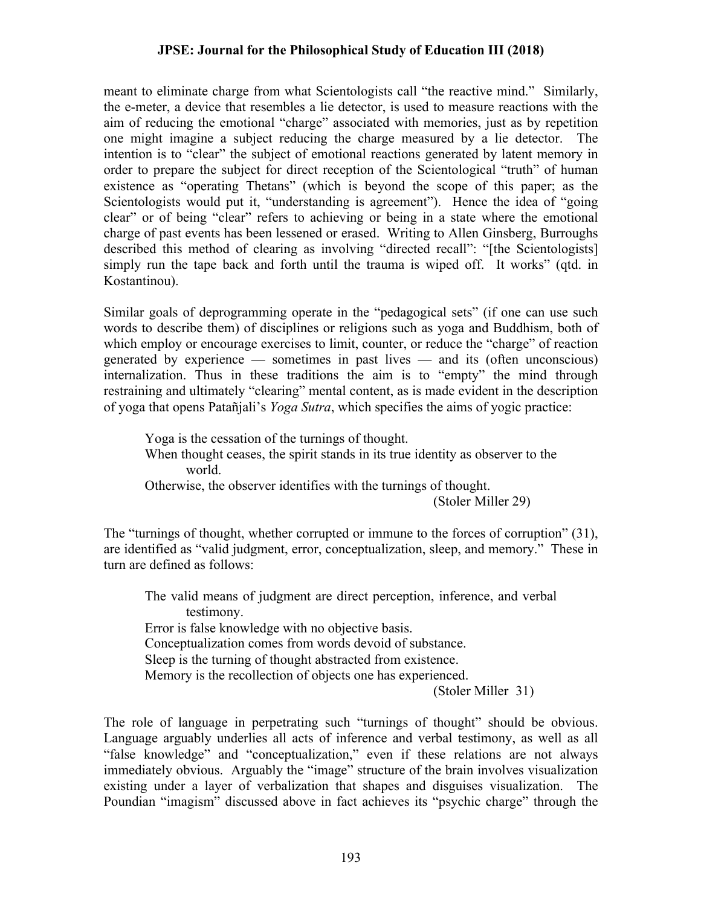meant to eliminate charge from what Scientologists call "the reactive mind." Similarly, the e-meter, a device that resembles a lie detector, is used to measure reactions with the aim of reducing the emotional "charge" associated with memories, just as by repetition one might imagine a subject reducing the charge measured by a lie detector. The intention is to "clear" the subject of emotional reactions generated by latent memory in order to prepare the subject for direct reception of the Scientological "truth" of human existence as "operating Thetans" (which is beyond the scope of this paper; as the Scientologists would put it, "understanding is agreement"). Hence the idea of "going clear" or of being "clear" refers to achieving or being in a state where the emotional charge of past events has been lessened or erased. Writing to Allen Ginsberg, Burroughs described this method of clearing as involving "directed recall": "[the Scientologists] simply run the tape back and forth until the trauma is wiped off. It works" (qtd. in Kostantinou).

Similar goals of deprogramming operate in the "pedagogical sets" (if one can use such words to describe them) of disciplines or religions such as yoga and Buddhism, both of which employ or encourage exercises to limit, counter, or reduce the "charge" of reaction generated by experience — sometimes in past lives — and its (often unconscious) internalization. Thus in these traditions the aim is to "empty" the mind through restraining and ultimately "clearing" mental content, as is made evident in the description of yoga that opens Patañjali's *Yoga Sutra*, which specifies the aims of yogic practice:

> Yoga is the cessation of the turnings of thought.
> When thought ceases, the spirit stands in its true identity as observer to the world.
> Otherwise, the observer identifies with the turnings of thought.
>
> (Stoler Miller 29)

The "turnings of thought, whether corrupted or immune to the forces of corruption" (31), are identified as "valid judgment, error, conceptualization, sleep, and memory." These in turn are defined as follows:

> The valid means of judgment are direct perception, inference, and verbal testimony.
> Error is false knowledge with no objective basis.
> Conceptualization comes from words devoid of substance.
> Sleep is the turning of thought abstracted from existence.
> Memory is the recollection of objects one has experienced.
>
> (Stoler Miller 31)

The role of language in perpetrating such "turnings of thought" should be obvious. Language arguably underlies all acts of inference and verbal testimony, as well as all "false knowledge" and "conceptualization," even if these relations are not always immediately obvious. Arguably the "image" structure of the brain involves visualization existing under a layer of verbalization that shapes and disguises visualization. The Poundian "imagism" discussed above in fact achieves its "psychic charge" through the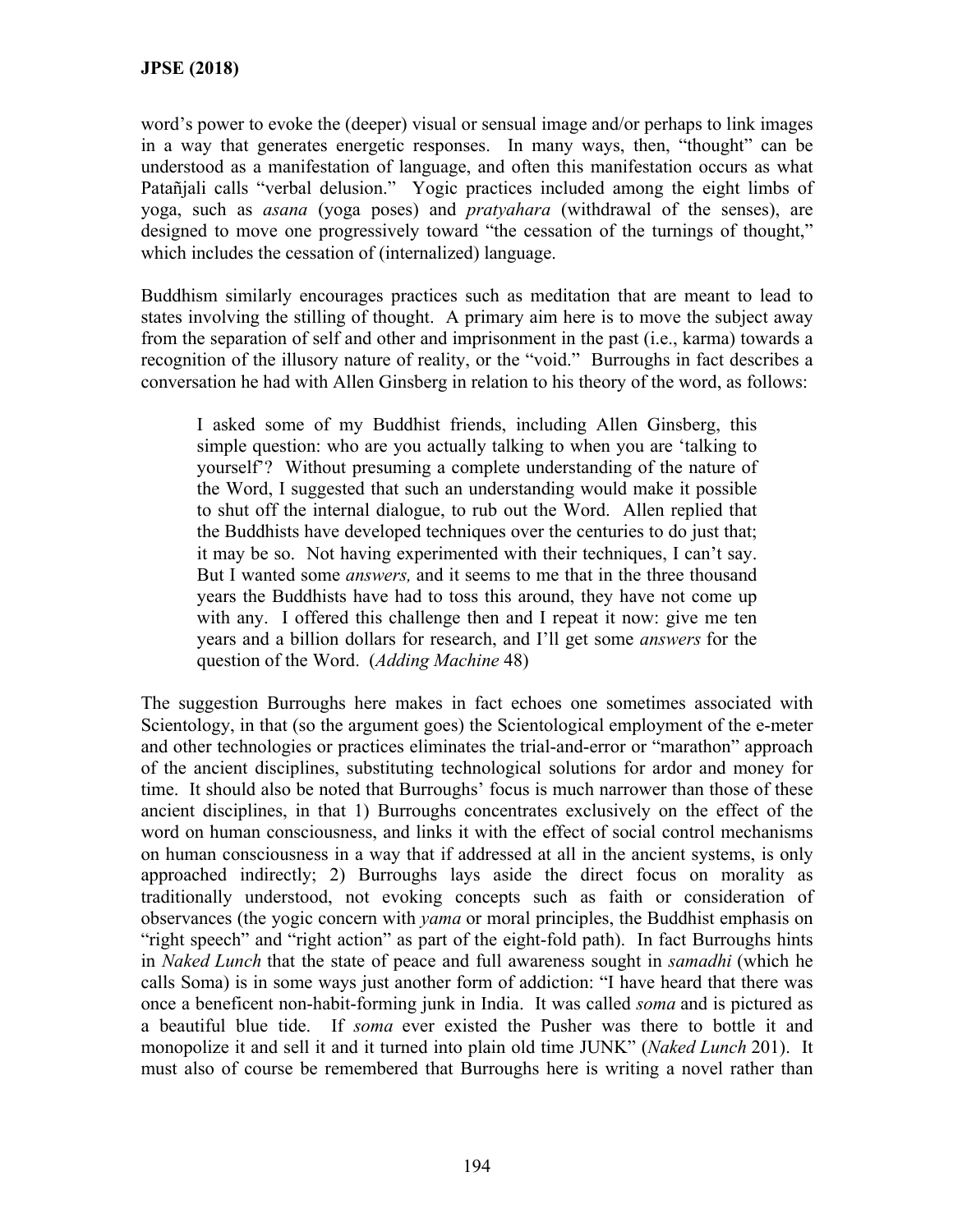word's power to evoke the (deeper) visual or sensual image and/or perhaps to link images in a way that generates energetic responses. In many ways, then, "thought" can be understood as a manifestation of language, and often this manifestation occurs as what Patañjali calls "verbal delusion." Yogic practices included among the eight limbs of yoga, such as *asana* (yoga poses) and *pratyahara* (withdrawal of the senses), are designed to move one progressively toward "the cessation of the turnings of thought," which includes the cessation of (internalized) language.

Buddhism similarly encourages practices such as meditation that are meant to lead to states involving the stilling of thought. A primary aim here is to move the subject away from the separation of self and other and imprisonment in the past (i.e., karma) towards a recognition of the illusory nature of reality, or the "void." Burroughs in fact describes a conversation he had with Allen Ginsberg in relation to his theory of the word, as follows:

> I asked some of my Buddhist friends, including Allen Ginsberg, this simple question: who are you actually talking to when you are 'talking to yourself'? Without presuming a complete understanding of the nature of the Word, I suggested that such an understanding would make it possible to shut off the internal dialogue, to rub out the Word. Allen replied that the Buddhists have developed techniques over the centuries to do just that; it may be so. Not having experimented with their techniques, I can't say. But I wanted some *answers,* and it seems to me that in the three thousand years the Buddhists have had to toss this around, they have not come up with any. I offered this challenge then and I repeat it now: give me ten years and a billion dollars for research, and I'll get some *answers* for the question of the Word. (*Adding Machine* 48)

The suggestion Burroughs here makes in fact echoes one sometimes associated with Scientology, in that (so the argument goes) the Scientological employment of the e-meter and other technologies or practices eliminates the trial-and-error or "marathon" approach of the ancient disciplines, substituting technological solutions for ardor and money for time. It should also be noted that Burroughs' focus is much narrower than those of these ancient disciplines, in that 1) Burroughs concentrates exclusively on the effect of the word on human consciousness, and links it with the effect of social control mechanisms on human consciousness in a way that if addressed at all in the ancient systems, is only approached indirectly; 2) Burroughs lays aside the direct focus on morality as traditionally understood, not evoking concepts such as faith or consideration of observances (the yogic concern with *yama* or moral principles, the Buddhist emphasis on "right speech" and "right action" as part of the eight-fold path). In fact Burroughs hints in *Naked Lunch* that the state of peace and full awareness sought in *samadhi* (which he calls Soma) is in some ways just another form of addiction: "I have heard that there was once a beneficent non-habit-forming junk in India. It was called *soma* and is pictured as a beautiful blue tide. If *soma* ever existed the Pusher was there to bottle it and monopolize it and sell it and it turned into plain old time JUNK" (*Naked Lunch* 201). It must also of course be remembered that Burroughs here is writing a novel rather than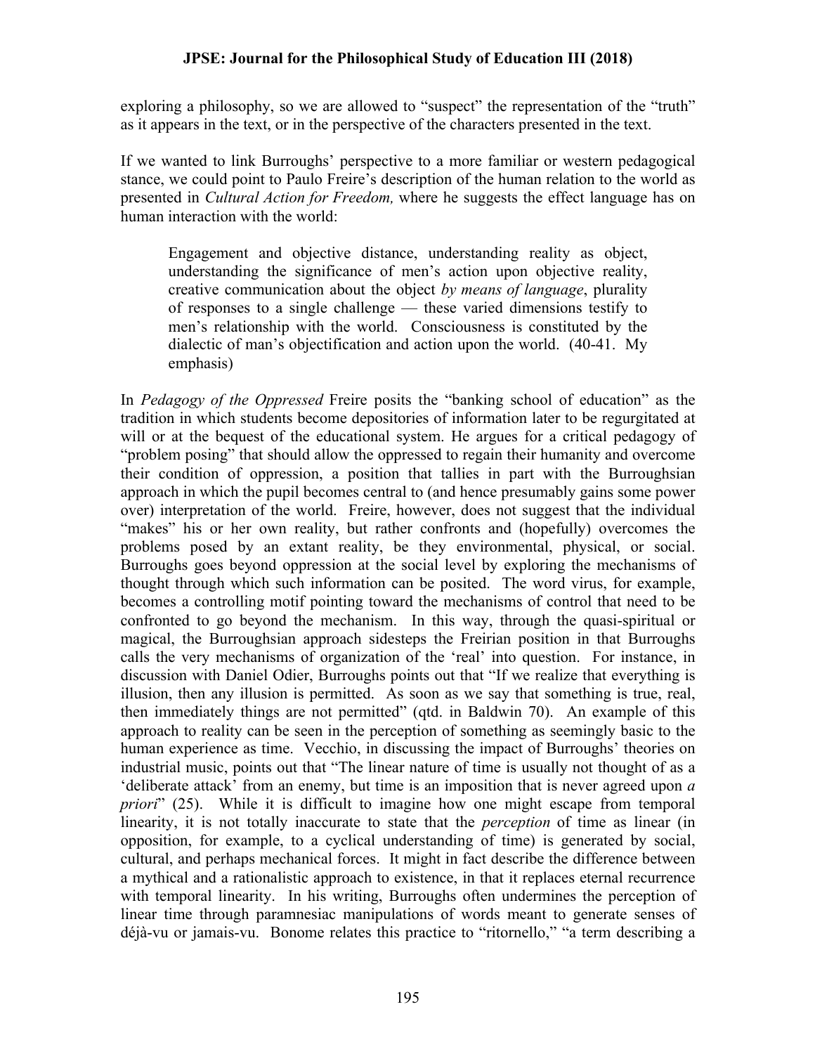exploring a philosophy, so we are allowed to "suspect" the representation of the "truth" as it appears in the text, or in the perspective of the characters presented in the text.

If we wanted to link Burroughs' perspective to a more familiar or western pedagogical stance, we could point to Paulo Freire's description of the human relation to the world as presented in *Cultural Action for Freedom,* where he suggests the effect language has on human interaction with the world:

> Engagement and objective distance, understanding reality as object, understanding the significance of men's action upon objective reality, creative communication about the object *by means of language*, plurality of responses to a single challenge — these varied dimensions testify to men's relationship with the world. Consciousness is constituted by the dialectic of man's objectification and action upon the world. (40-41. My emphasis)

In *Pedagogy of the Oppressed* Freire posits the "banking school of education" as the tradition in which students become depositories of information later to be regurgitated at will or at the bequest of the educational system. He argues for a critical pedagogy of "problem posing" that should allow the oppressed to regain their humanity and overcome their condition of oppression, a position that tallies in part with the Burroughsian approach in which the pupil becomes central to (and hence presumably gains some power over) interpretation of the world. Freire, however, does not suggest that the individual "makes" his or her own reality, but rather confronts and (hopefully) overcomes the problems posed by an extant reality, be they environmental, physical, or social. Burroughs goes beyond oppression at the social level by exploring the mechanisms of thought through which such information can be posited. The word virus, for example, becomes a controlling motif pointing toward the mechanisms of control that need to be confronted to go beyond the mechanism. In this way, through the quasi-spiritual or magical, the Burroughsian approach sidesteps the Freirian position in that Burroughs calls the very mechanisms of organization of the 'real' into question. For instance, in discussion with Daniel Odier, Burroughs points out that "If we realize that everything is illusion, then any illusion is permitted. As soon as we say that something is true, real, then immediately things are not permitted" (qtd. in Baldwin 70). An example of this approach to reality can be seen in the perception of something as seemingly basic to the human experience as time. Vecchio, in discussing the impact of Burroughs' theories on industrial music, points out that "The linear nature of time is usually not thought of as a 'deliberate attack' from an enemy, but time is an imposition that is never agreed upon *a priori*" (25). While it is difficult to imagine how one might escape from temporal linearity, it is not totally inaccurate to state that the *perception* of time as linear (in opposition, for example, to a cyclical understanding of time) is generated by social, cultural, and perhaps mechanical forces. It might in fact describe the difference between a mythical and a rationalistic approach to existence, in that it replaces eternal recurrence with temporal linearity. In his writing, Burroughs often undermines the perception of linear time through paramnesiac manipulations of words meant to generate senses of déjà-vu or jamais-vu. Bonome relates this practice to "ritornello," "a term describing a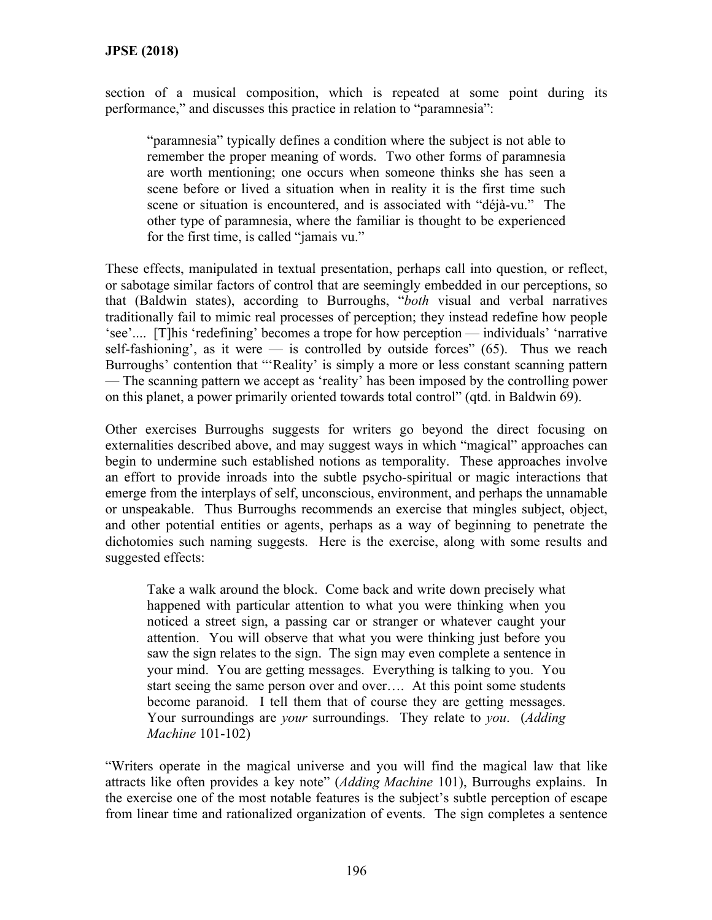section of a musical composition, which is repeated at some point during its performance," and discusses this practice in relation to "paramnesia":

> "paramnesia" typically defines a condition where the subject is not able to remember the proper meaning of words. Two other forms of paramnesia are worth mentioning; one occurs when someone thinks she has seen a scene before or lived a situation when in reality it is the first time such scene or situation is encountered, and is associated with "déjà-vu." The other type of paramnesia, where the familiar is thought to be experienced for the first time, is called "jamais vu."

These effects, manipulated in textual presentation, perhaps call into question, or reflect, or sabotage similar factors of control that are seemingly embedded in our perceptions, so that (Baldwin states), according to Burroughs, "*both* visual and verbal narratives traditionally fail to mimic real processes of perception; they instead redefine how people 'see'.... [T]his 'redefining' becomes a trope for how perception — individuals' 'narrative self-fashioning', as it were — is controlled by outside forces" (65). Thus we reach Burroughs' contention that "'Reality' is simply a more or less constant scanning pattern — The scanning pattern we accept as 'reality' has been imposed by the controlling power on this planet, a power primarily oriented towards total control" (qtd. in Baldwin 69).

Other exercises Burroughs suggests for writers go beyond the direct focusing on externalities described above, and may suggest ways in which "magical" approaches can begin to undermine such established notions as temporality. These approaches involve an effort to provide inroads into the subtle psycho-spiritual or magic interactions that emerge from the interplays of self, unconscious, environment, and perhaps the unnamable or unspeakable. Thus Burroughs recommends an exercise that mingles subject, object, and other potential entities or agents, perhaps as a way of beginning to penetrate the dichotomies such naming suggests. Here is the exercise, along with some results and suggested effects:

> Take a walk around the block. Come back and write down precisely what happened with particular attention to what you were thinking when you noticed a street sign, a passing car or stranger or whatever caught your attention. You will observe that what you were thinking just before you saw the sign relates to the sign. The sign may even complete a sentence in your mind. You are getting messages. Everything is talking to you. You start seeing the same person over and over…. At this point some students become paranoid. I tell them that of course they are getting messages. Your surroundings are *your* surroundings. They relate to *you*. (*Adding Machine* 101-102)

"Writers operate in the magical universe and you will find the magical law that like attracts like often provides a key note" (*Adding Machine* 101), Burroughs explains. In the exercise one of the most notable features is the subject's subtle perception of escape from linear time and rationalized organization of events. The sign completes a sentence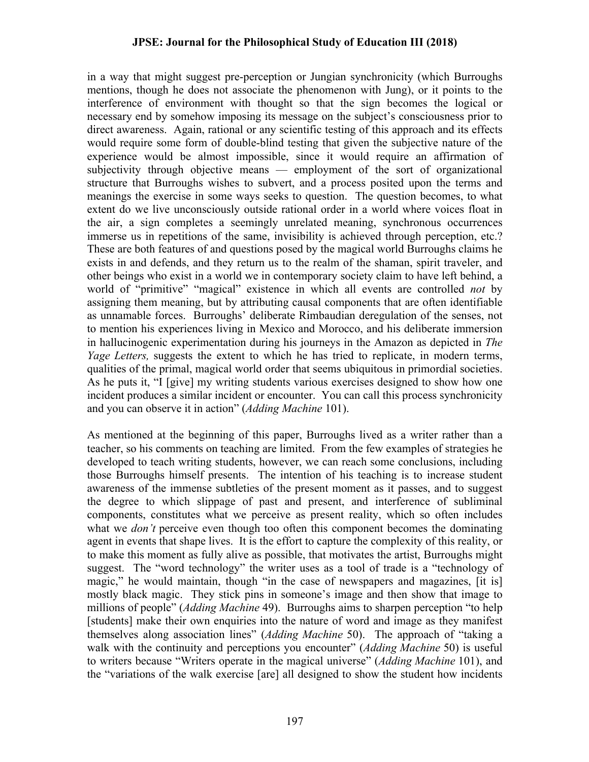in a way that might suggest pre-perception or Jungian synchronicity (which Burroughs mentions, though he does not associate the phenomenon with Jung), or it points to the interference of environment with thought so that the sign becomes the logical or necessary end by somehow imposing its message on the subject's consciousness prior to direct awareness. Again, rational or any scientific testing of this approach and its effects would require some form of double-blind testing that given the subjective nature of the experience would be almost impossible, since it would require an affirmation of subjectivity through objective means — employment of the sort of organizational structure that Burroughs wishes to subvert, and a process posited upon the terms and meanings the exercise in some ways seeks to question. The question becomes, to what extent do we live unconsciously outside rational order in a world where voices float in the air, a sign completes a seemingly unrelated meaning, synchronous occurrences immerse us in repetitions of the same, invisibility is achieved through perception, etc.? These are both features of and questions posed by the magical world Burroughs claims he exists in and defends, and they return us to the realm of the shaman, spirit traveler, and other beings who exist in a world we in contemporary society claim to have left behind, a world of "primitive" "magical" existence in which all events are controlled *not* by assigning them meaning, but by attributing causal components that are often identifiable as unnamable forces. Burroughs' deliberate Rimbaudian deregulation of the senses, not to mention his experiences living in Mexico and Morocco, and his deliberate immersion in hallucinogenic experimentation during his journeys in the Amazon as depicted in *The Yage Letters,* suggests the extent to which he has tried to replicate, in modern terms, qualities of the primal, magical world order that seems ubiquitous in primordial societies. As he puts it, "I [give] my writing students various exercises designed to show how one incident produces a similar incident or encounter. You can call this process synchronicity and you can observe it in action" (*Adding Machine* 101).

As mentioned at the beginning of this paper, Burroughs lived as a writer rather than a teacher, so his comments on teaching are limited. From the few examples of strategies he developed to teach writing students, however, we can reach some conclusions, including those Burroughs himself presents. The intention of his teaching is to increase student awareness of the immense subtleties of the present moment as it passes, and to suggest the degree to which slippage of past and present, and interference of subliminal components, constitutes what we perceive as present reality, which so often includes what we *don't* perceive even though too often this component becomes the dominating agent in events that shape lives. It is the effort to capture the complexity of this reality, or to make this moment as fully alive as possible, that motivates the artist, Burroughs might suggest. The "word technology" the writer uses as a tool of trade is a "technology of magic," he would maintain, though "in the case of newspapers and magazines, [it is] mostly black magic. They stick pins in someone's image and then show that image to millions of people" (*Adding Machine* 49). Burroughs aims to sharpen perception "to help [students] make their own enquiries into the nature of word and image as they manifest themselves along association lines" (*Adding Machine* 50). The approach of "taking a walk with the continuity and perceptions you encounter" (*Adding Machine* 50) is useful to writers because "Writers operate in the magical universe" (*Adding Machine* 101), and the "variations of the walk exercise [are] all designed to show the student how incidents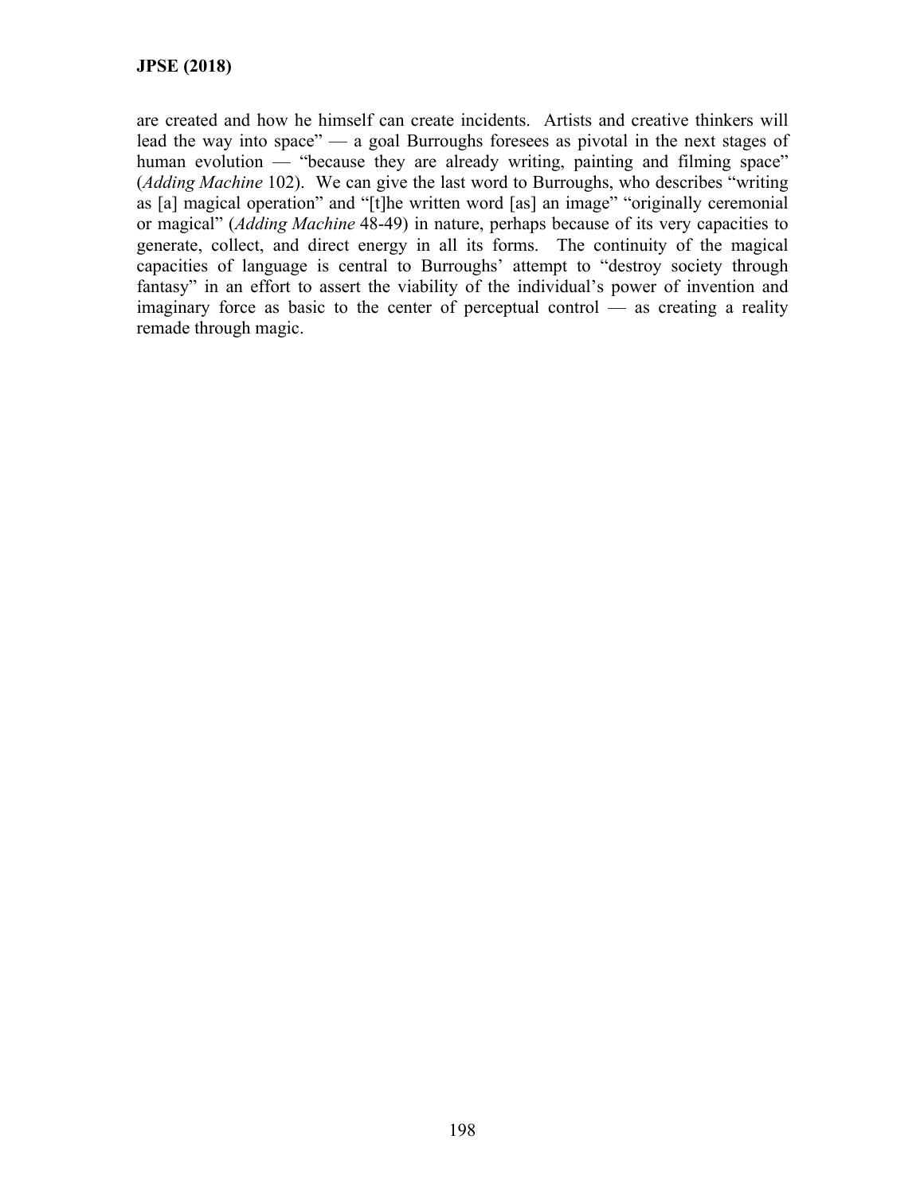are created and how he himself can create incidents. Artists and creative thinkers will lead the way into space" — a goal Burroughs foresees as pivotal in the next stages of human evolution — "because they are already writing, painting and filming space" (*Adding Machine* 102). We can give the last word to Burroughs, who describes "writing as [a] magical operation" and "[t]he written word [as] an image" "originally ceremonial or magical" (*Adding Machine* 48-49) in nature, perhaps because of its very capacities to generate, collect, and direct energy in all its forms. The continuity of the magical capacities of language is central to Burroughs' attempt to "destroy society through fantasy" in an effort to assert the viability of the individual's power of invention and imaginary force as basic to the center of perceptual control — as creating a reality remade through magic.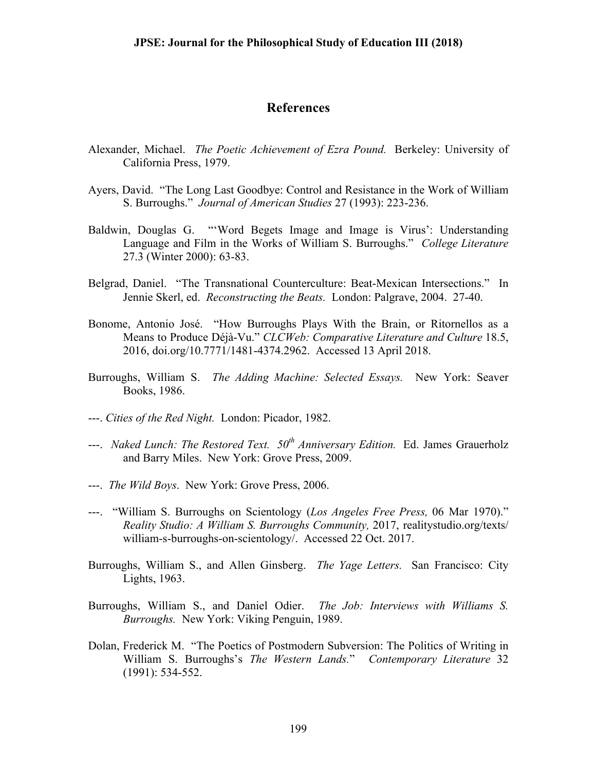## References

Alexander, Michael. *The Poetic Achievement of Ezra Pound.* Berkeley: University of California Press, 1979.

Ayers, David. "The Long Last Goodbye: Control and Resistance in the Work of William S. Burroughs." *Journal of American Studies* 27 (1993): 223-236.

Baldwin, Douglas G. "'Word Begets Image and Image is Virus': Understanding Language and Film in the Works of William S. Burroughs." *College Literature* 27.3 (Winter 2000): 63-83.

Belgrad, Daniel. "The Transnational Counterculture: Beat-Mexican Intersections." In Jennie Skerl, ed. *Reconstructing the Beats.* London: Palgrave, 2004. 27-40.

Bonome, Antonio José. "How Burroughs Plays With the Brain, or Ritornellos as a Means to Produce Déjà-Vu." *CLCWeb: Comparative Literature and Culture* 18.5, 2016, doi.org/10.7771/1481-4374.2962. Accessed 13 April 2018.

Burroughs, William S. *The Adding Machine: Selected Essays.* New York: Seaver Books, 1986.

---. *Cities of the Red Night.* London: Picador, 1982.

---. *Naked Lunch: The Restored Text. 50th Anniversary Edition.* Ed. James Grauerholz and Barry Miles. New York: Grove Press, 2009.

---. *The Wild Boys*. New York: Grove Press, 2006.

---. "William S. Burroughs on Scientology (*Los Angeles Free Press,* 06 Mar 1970)." *Reality Studio: A William S. Burroughs Community,* 2017, realitystudio.org/texts/william-s-burroughs-on-scientology/. Accessed 22 Oct. 2017.

Burroughs, William S., and Allen Ginsberg. *The Yage Letters.* San Francisco: City Lights, 1963.

Burroughs, William S., and Daniel Odier. *The Job: Interviews with Williams S. Burroughs.* New York: Viking Penguin, 1989.

Dolan, Frederick M. "The Poetics of Postmodern Subversion: The Politics of Writing in William S. Burroughs's *The Western Lands.*" *Contemporary Literature* 32 (1991): 534-552.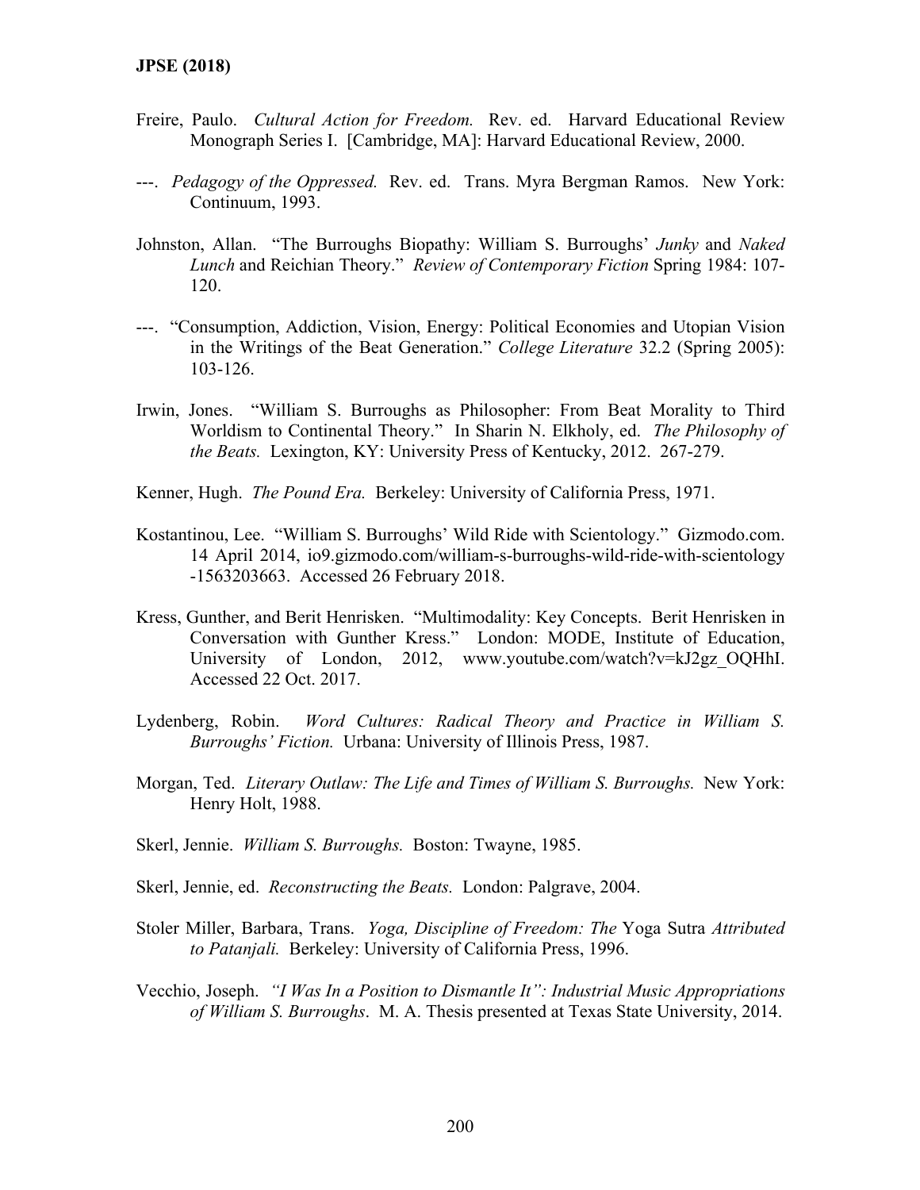Freire, Paulo. *Cultural Action for Freedom.* Rev. ed. Harvard Educational Review Monograph Series I. [Cambridge, MA]: Harvard Educational Review, 2000.

---. *Pedagogy of the Oppressed.* Rev. ed. Trans. Myra Bergman Ramos. New York: Continuum, 1993.

Johnston, Allan. "The Burroughs Biopathy: William S. Burroughs' *Junky* and *Naked Lunch* and Reichian Theory." *Review of Contemporary Fiction* Spring 1984: 107-120.

---. "Consumption, Addiction, Vision, Energy: Political Economies and Utopian Vision in the Writings of the Beat Generation." *College Literature* 32.2 (Spring 2005): 103-126.

Irwin, Jones. "William S. Burroughs as Philosopher: From Beat Morality to Third Worldism to Continental Theory." In Sharin N. Elkholy, ed. *The Philosophy of the Beats.* Lexington, KY: University Press of Kentucky, 2012. 267-279.

Kenner, Hugh. *The Pound Era.* Berkeley: University of California Press, 1971.

Kostantinou, Lee. "William S. Burroughs' Wild Ride with Scientology." Gizmodo.com. 14 April 2014, io9.gizmodo.com/william-s-burroughs-wild-ride-with-scientology-1563203663. Accessed 26 February 2018.

Kress, Gunther, and Berit Henrisken. "Multimodality: Key Concepts. Berit Henrisken in Conversation with Gunther Kress." London: MODE, Institute of Education, University of London, 2012, www.youtube.com/watch?v=kJ2gz_OQHhI. Accessed 22 Oct. 2017.

Lydenberg, Robin. *Word Cultures: Radical Theory and Practice in William S. Burroughs' Fiction.* Urbana: University of Illinois Press, 1987.

Morgan, Ted. *Literary Outlaw: The Life and Times of William S. Burroughs.* New York: Henry Holt, 1988.

Skerl, Jennie. *William S. Burroughs.* Boston: Twayne, 1985.

Skerl, Jennie, ed. *Reconstructing the Beats.* London: Palgrave, 2004.

Stoler Miller, Barbara, Trans. *Yoga, Discipline of Freedom: The* Yoga Sutra *Attributed to Patanjali.* Berkeley: University of California Press, 1996.

Vecchio, Joseph. *"I Was In a Position to Dismantle It": Industrial Music Appropriations of William S. Burroughs*. M. A. Thesis presented at Texas State University, 2014.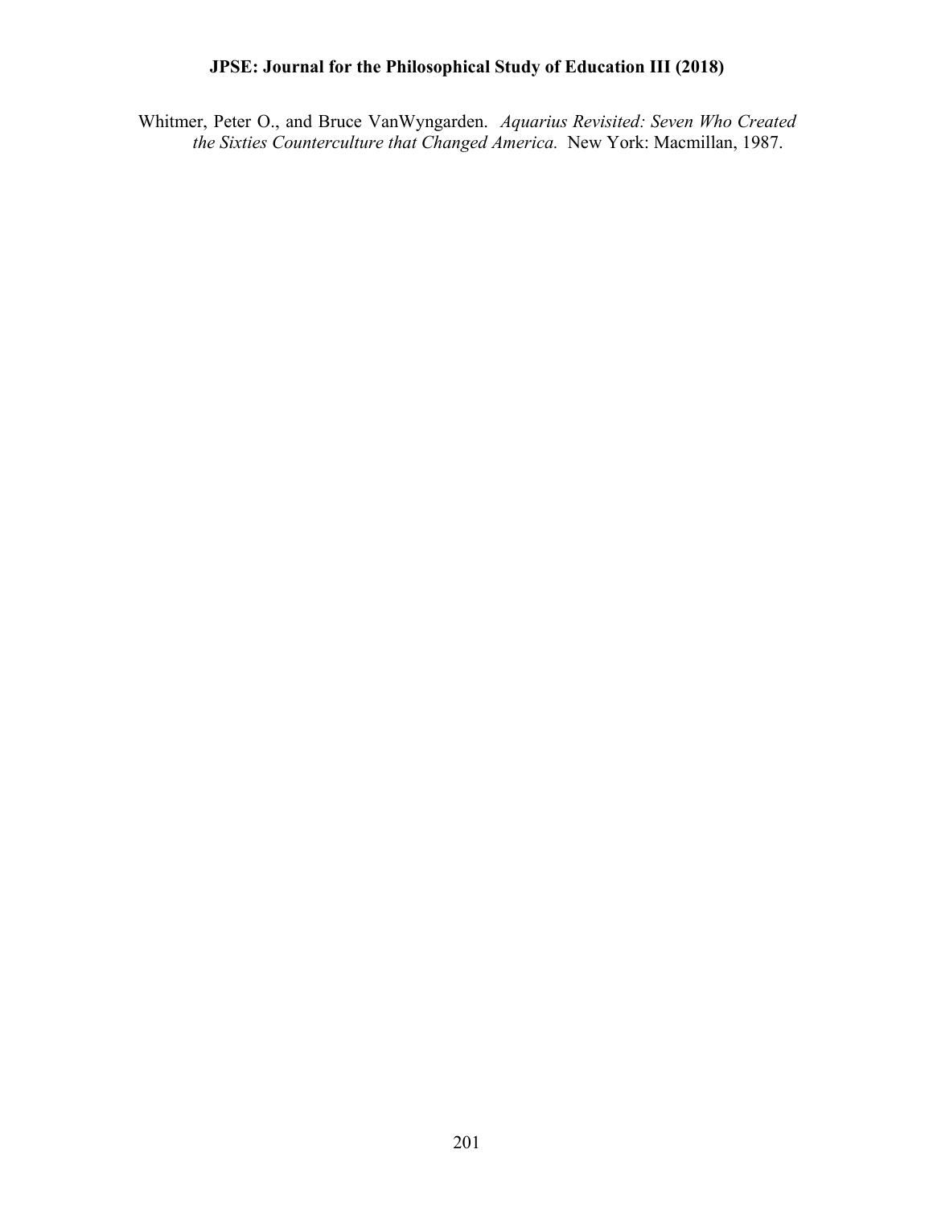Whitmer, Peter O., and Bruce VanWyngarden. *Aquarius Revisited: Seven Who Created the Sixties Counterculture that Changed America.* New York: Macmillan, 1987.